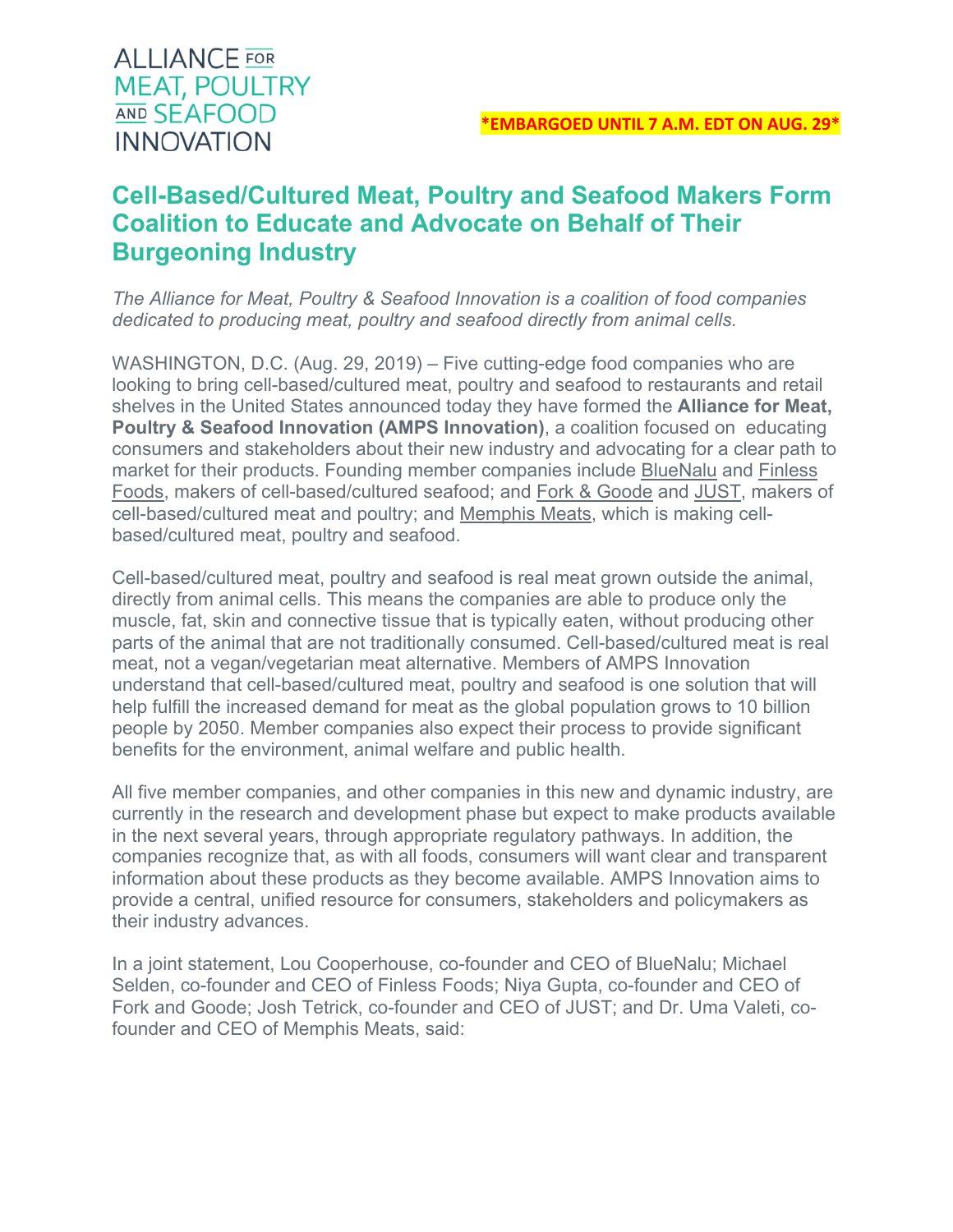ALLIANCE FOR MEAT, POULTRY AND SEAFOOD INNOVATION

**\*EMBARGOED UNTIL 7 A.M. EDT ON AUG. 29\***

# Cell-Based/Cultured Meat, Poultry and Seafood Makers Form Coalition to Educate and Advocate on Behalf of Their Burgeoning Industry

*The Alliance for Meat, Poultry & Seafood Innovation is a coalition of food companies dedicated to producing meat, poultry and seafood directly from animal cells.*

WASHINGTON, D.C. (Aug. 29, 2019) – Five cutting-edge food companies who are looking to bring cell-based/cultured meat, poultry and seafood to restaurants and retail shelves in the United States announced today they have formed the **Alliance for Meat, Poultry & Seafood Innovation (AMPS Innovation)**, a coalition focused on educating consumers and stakeholders about their new industry and advocating for a clear path to market for their products. Founding member companies include BlueNalu and Finless Foods, makers of cell-based/cultured seafood; and Fork & Goode and JUST, makers of cell-based/cultured meat and poultry; and Memphis Meats, which is making cell-based/cultured meat, poultry and seafood.

Cell-based/cultured meat, poultry and seafood is real meat grown outside the animal, directly from animal cells. This means the companies are able to produce only the muscle, fat, skin and connective tissue that is typically eaten, without producing other parts of the animal that are not traditionally consumed. Cell-based/cultured meat is real meat, not a vegan/vegetarian meat alternative. Members of AMPS Innovation understand that cell-based/cultured meat, poultry and seafood is one solution that will help fulfill the increased demand for meat as the global population grows to 10 billion people by 2050. Member companies also expect their process to provide significant benefits for the environment, animal welfare and public health.

All five member companies, and other companies in this new and dynamic industry, are currently in the research and development phase but expect to make products available in the next several years, through appropriate regulatory pathways. In addition, the companies recognize that, as with all foods, consumers will want clear and transparent information about these products as they become available. AMPS Innovation aims to provide a central, unified resource for consumers, stakeholders and policymakers as their industry advances.

In a joint statement, Lou Cooperhouse, co-founder and CEO of BlueNalu; Michael Selden, co-founder and CEO of Finless Foods; Niya Gupta, co-founder and CEO of Fork and Goode; Josh Tetrick, co-founder and CEO of JUST; and Dr. Uma Valeti, co-founder and CEO of Memphis Meats, said: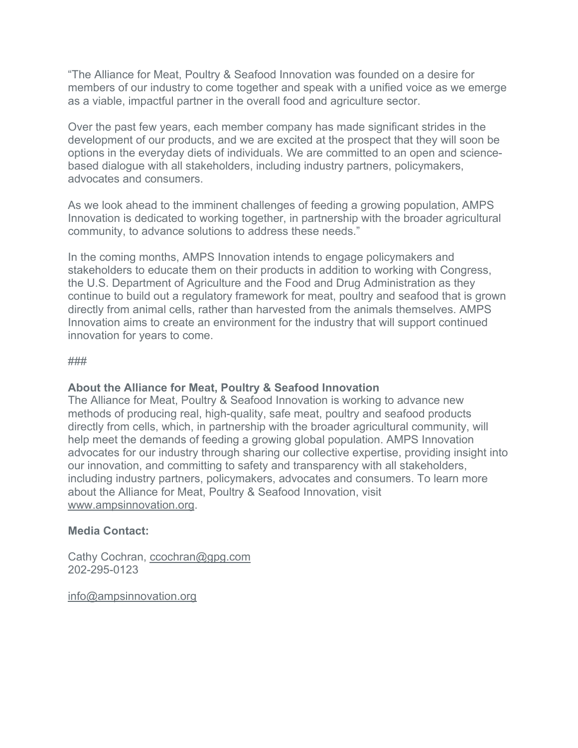"The Alliance for Meat, Poultry & Seafood Innovation was founded on a desire for members of our industry to come together and speak with a unified voice as we emerge as a viable, impactful partner in the overall food and agriculture sector.

Over the past few years, each member company has made significant strides in the development of our products, and we are excited at the prospect that they will soon be options in the everyday diets of individuals. We are committed to an open and science-based dialogue with all stakeholders, including industry partners, policymakers, advocates and consumers.

As we look ahead to the imminent challenges of feeding a growing population, AMPS Innovation is dedicated to working together, in partnership with the broader agricultural community, to advance solutions to address these needs."

In the coming months, AMPS Innovation intends to engage policymakers and stakeholders to educate them on their products in addition to working with Congress, the U.S. Department of Agriculture and the Food and Drug Administration as they continue to build out a regulatory framework for meat, poultry and seafood that is grown directly from animal cells, rather than harvested from the animals themselves. AMPS Innovation aims to create an environment for the industry that will support continued innovation for years to come.

###

**About the Alliance for Meat, Poultry & Seafood Innovation**

The Alliance for Meat, Poultry & Seafood Innovation is working to advance new methods of producing real, high-quality, safe meat, poultry and seafood products directly from cells, which, in partnership with the broader agricultural community, will help meet the demands of feeding a growing global population. AMPS Innovation advocates for our industry through sharing our collective expertise, providing insight into our innovation, and committing to safety and transparency with all stakeholders, including industry partners, policymakers, advocates and consumers. To learn more about the Alliance for Meat, Poultry & Seafood Innovation, visit www.ampsinnovation.org.

**Media Contact:**

Cathy Cochran, ccochran@gpg.com
202-295-0123

info@ampsinnovation.org